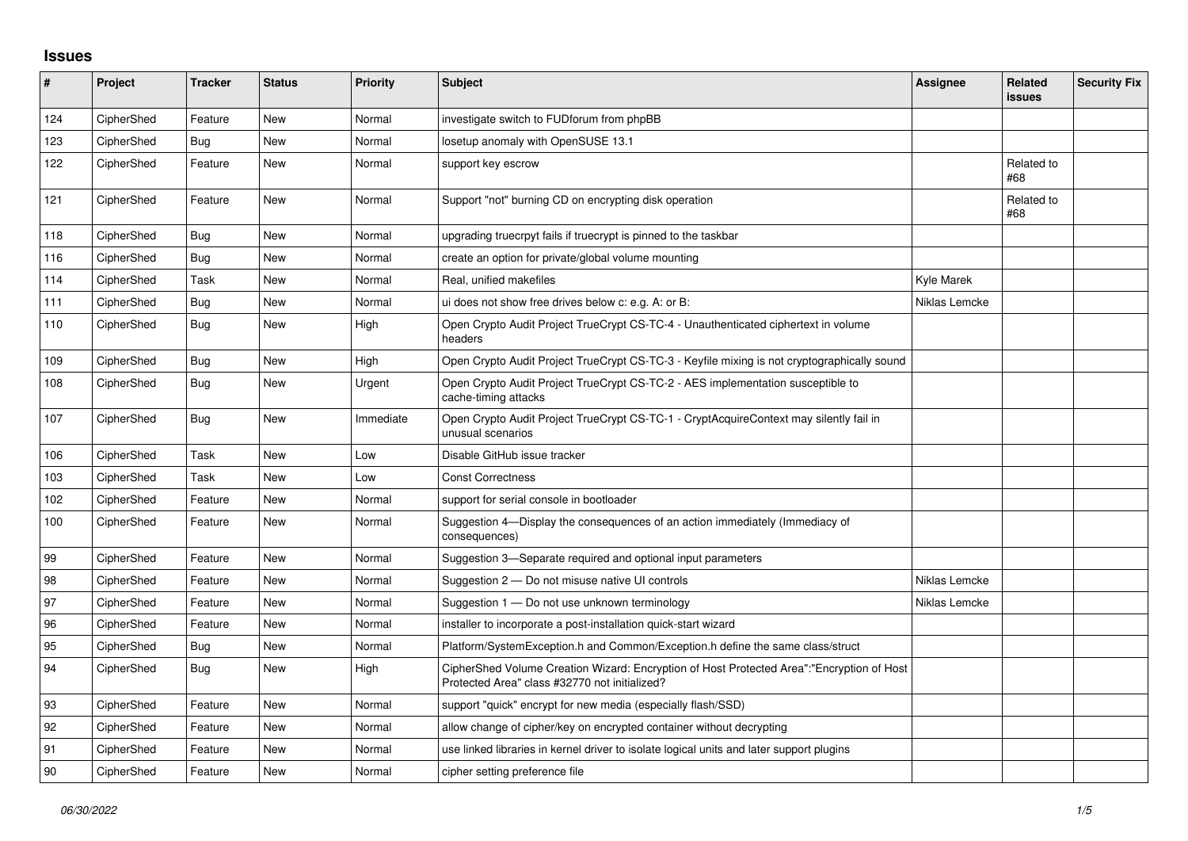# Issues

| # | Project | Tracker | Status | Priority | Subject | Assignee | Related issues | Security Fix |
|---|---|---|---|---|---|---|---|---|
| 124 | CipherShed | Feature | New | Normal | investigate switch to FUDforum from phpBB | | | |
| 123 | CipherShed | Bug | New | Normal | losetup anomaly with OpenSUSE 13.1 | | | |
| 122 | CipherShed | Feature | New | Normal | support key escrow | | Related to #68 | |
| 121 | CipherShed | Feature | New | Normal | Support "not" burning CD on encrypting disk operation | | Related to #68 | |
| 118 | CipherShed | Bug | New | Normal | upgrading truecrpyt fails if truecrypt is pinned to the taskbar | | | |
| 116 | CipherShed | Bug | New | Normal | create an option for private/global volume mounting | | | |
| 114 | CipherShed | Task | New | Normal | Real, unified makefiles | Kyle Marek | | |
| 111 | CipherShed | Bug | New | Normal | ui does not show free drives below c: e.g. A: or B: | Niklas Lemcke | | |
| 110 | CipherShed | Bug | New | High | Open Crypto Audit Project TrueCrypt CS-TC-4 - Unauthenticated ciphertext in volume headers | | | |
| 109 | CipherShed | Bug | New | High | Open Crypto Audit Project TrueCrypt CS-TC-3 - Keyfile mixing is not cryptographically sound | | | |
| 108 | CipherShed | Bug | New | Urgent | Open Crypto Audit Project TrueCrypt CS-TC-2 - AES implementation susceptible to cache-timing attacks | | | |
| 107 | CipherShed | Bug | New | Immediate | Open Crypto Audit Project TrueCrypt CS-TC-1 - CryptAcquireContext may silently fail in unusual scenarios | | | |
| 106 | CipherShed | Task | New | Low | Disable GitHub issue tracker | | | |
| 103 | CipherShed | Task | New | Low | Const Correctness | | | |
| 102 | CipherShed | Feature | New | Normal | support for serial console in bootloader | | | |
| 100 | CipherShed | Feature | New | Normal | Suggestion 4—Display the consequences of an action immediately (Immediacy of consequences) | | | |
| 99 | CipherShed | Feature | New | Normal | Suggestion 3—Separate required and optional input parameters | | | |
| 98 | CipherShed | Feature | New | Normal | Suggestion 2 — Do not misuse native UI controls | Niklas Lemcke | | |
| 97 | CipherShed | Feature | New | Normal | Suggestion 1 — Do not use unknown terminology | Niklas Lemcke | | |
| 96 | CipherShed | Feature | New | Normal | installer to incorporate a post-installation quick-start wizard | | | |
| 95 | CipherShed | Bug | New | Normal | Platform/SystemException.h and Common/Exception.h define the same class/struct | | | |
| 94 | CipherShed | Bug | New | High | CipherShed Volume Creation Wizard: Encryption of Host Protected Area":"Encryption of Host Protected Area" class #32770 not initialized? | | | |
| 93 | CipherShed | Feature | New | Normal | support "quick" encrypt for new media (especially flash/SSD) | | | |
| 92 | CipherShed | Feature | New | Normal | allow change of cipher/key on encrypted container without decrypting | | | |
| 91 | CipherShed | Feature | New | Normal | use linked libraries in kernel driver to isolate logical units and later support plugins | | | |
| 90 | CipherShed | Feature | New | Normal | cipher setting preference file | | | |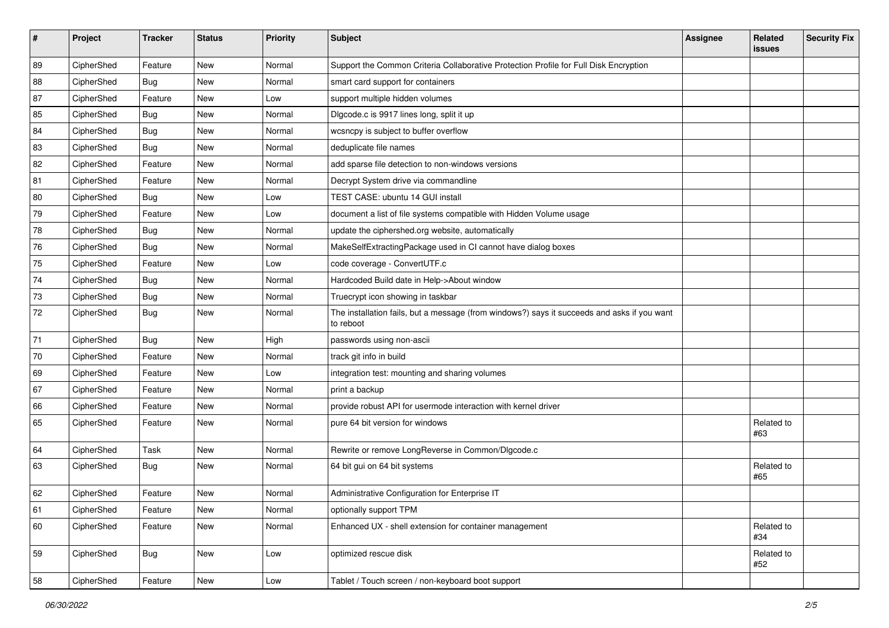| # | Project | Tracker | Status | Priority | Subject | Assignee | Related issues | Security Fix |
|---|---|---|---|---|---|---|---|---|
| 89 | CipherShed | Feature | New | Normal | Support the Common Criteria Collaborative Protection Profile for Full Disk Encryption | | | |
| 88 | CipherShed | Bug | New | Normal | smart card support for containers | | | |
| 87 | CipherShed | Feature | New | Low | support multiple hidden volumes | | | |
| 85 | CipherShed | Bug | New | Normal | Dlgcode.c is 9917 lines long, split it up | | | |
| 84 | CipherShed | Bug | New | Normal | wcsncpy is subject to buffer overflow | | | |
| 83 | CipherShed | Bug | New | Normal | deduplicate file names | | | |
| 82 | CipherShed | Feature | New | Normal | add sparse file detection to non-windows versions | | | |
| 81 | CipherShed | Feature | New | Normal | Decrypt System drive via commandline | | | |
| 80 | CipherShed | Bug | New | Low | TEST CASE: ubuntu 14 GUI install | | | |
| 79 | CipherShed | Feature | New | Low | document a list of file systems compatible with Hidden Volume usage | | | |
| 78 | CipherShed | Bug | New | Normal | update the ciphershed.org website, automatically | | | |
| 76 | CipherShed | Bug | New | Normal | MakeSelfExtractingPackage used in CI cannot have dialog boxes | | | |
| 75 | CipherShed | Feature | New | Low | code coverage - ConvertUTF.c | | | |
| 74 | CipherShed | Bug | New | Normal | Hardcoded Build date in Help->About window | | | |
| 73 | CipherShed | Bug | New | Normal | Truecrypt icon showing in taskbar | | | |
| 72 | CipherShed | Bug | New | Normal | The installation fails, but a message (from windows?) says it succeeds and asks if you want to reboot | | | |
| 71 | CipherShed | Bug | New | High | passwords using non-ascii | | | |
| 70 | CipherShed | Feature | New | Normal | track git info in build | | | |
| 69 | CipherShed | Feature | New | Low | integration test: mounting and sharing volumes | | | |
| 67 | CipherShed | Feature | New | Normal | print a backup | | | |
| 66 | CipherShed | Feature | New | Normal | provide robust API for usermode interaction with kernel driver | | | |
| 65 | CipherShed | Feature | New | Normal | pure 64 bit version for windows | | Related to #63 | |
| 64 | CipherShed | Task | New | Normal | Rewrite or remove LongReverse in Common/Dlgcode.c | | | |
| 63 | CipherShed | Bug | New | Normal | 64 bit gui on 64 bit systems | | Related to #65 | |
| 62 | CipherShed | Feature | New | Normal | Administrative Configuration for Enterprise IT | | | |
| 61 | CipherShed | Feature | New | Normal | optionally support TPM | | | |
| 60 | CipherShed | Feature | New | Normal | Enhanced UX - shell extension for container management | | Related to #34 | |
| 59 | CipherShed | Bug | New | Low | optimized rescue disk | | Related to #52 | |
| 58 | CipherShed | Feature | New | Low | Tablet / Touch screen / non-keyboard boot support | | | |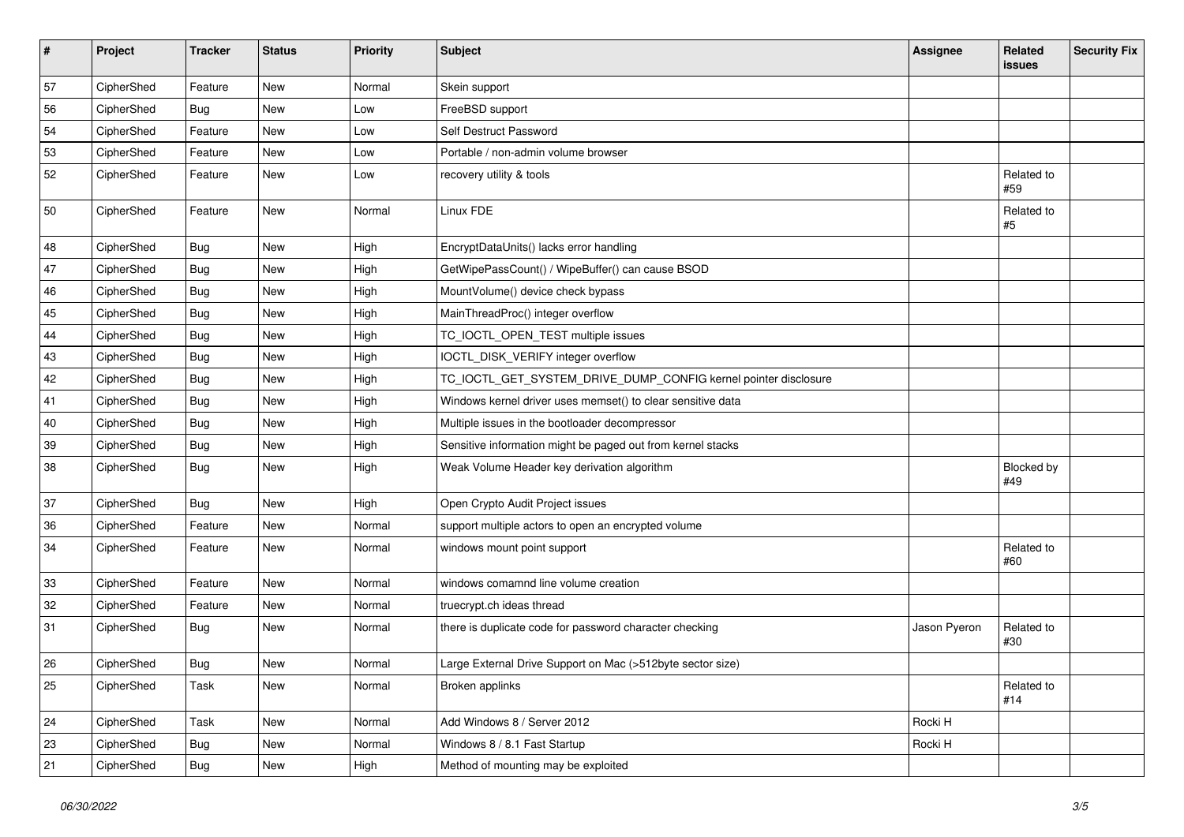| # | Project | Tracker | Status | Priority | Subject | Assignee | Related issues | Security Fix |
|---|---|---|---|---|---|---|---|---|
| 57 | CipherShed | Feature | New | Normal | Skein support | | | |
| 56 | CipherShed | Bug | New | Low | FreeBSD support | | | |
| 54 | CipherShed | Feature | New | Low | Self Destruct Password | | | |
| 53 | CipherShed | Feature | New | Low | Portable / non-admin volume browser | | | |
| 52 | CipherShed | Feature | New | Low | recovery utility & tools | | Related to #59 | |
| 50 | CipherShed | Feature | New | Normal | Linux FDE | | Related to #5 | |
| 48 | CipherShed | Bug | New | High | EncryptDataUnits() lacks error handling | | | |
| 47 | CipherShed | Bug | New | High | GetWipePassCount() / WipeBuffer() can cause BSOD | | | |
| 46 | CipherShed | Bug | New | High | MountVolume() device check bypass | | | |
| 45 | CipherShed | Bug | New | High | MainThreadProc() integer overflow | | | |
| 44 | CipherShed | Bug | New | High | TC_IOCTL_OPEN_TEST multiple issues | | | |
| 43 | CipherShed | Bug | New | High | IOCTL_DISK_VERIFY integer overflow | | | |
| 42 | CipherShed | Bug | New | High | TC_IOCTL_GET_SYSTEM_DRIVE_DUMP_CONFIG kernel pointer disclosure | | | |
| 41 | CipherShed | Bug | New | High | Windows kernel driver uses memset() to clear sensitive data | | | |
| 40 | CipherShed | Bug | New | High | Multiple issues in the bootloader decompressor | | | |
| 39 | CipherShed | Bug | New | High | Sensitive information might be paged out from kernel stacks | | | |
| 38 | CipherShed | Bug | New | High | Weak Volume Header key derivation algorithm | | Blocked by #49 | |
| 37 | CipherShed | Bug | New | High | Open Crypto Audit Project issues | | | |
| 36 | CipherShed | Feature | New | Normal | support multiple actors to open an encrypted volume | | | |
| 34 | CipherShed | Feature | New | Normal | windows mount point support | | Related to #60 | |
| 33 | CipherShed | Feature | New | Normal | windows comamnd line volume creation | | | |
| 32 | CipherShed | Feature | New | Normal | truecrypt.ch ideas thread | | | |
| 31 | CipherShed | Bug | New | Normal | there is duplicate code for password character checking | Jason Pyeron | Related to #30 | |
| 26 | CipherShed | Bug | New | Normal | Large External Drive Support on Mac (>512byte sector size) | | | |
| 25 | CipherShed | Task | New | Normal | Broken applinks | | Related to #14 | |
| 24 | CipherShed | Task | New | Normal | Add Windows 8 / Server 2012 | Rocki H | | |
| 23 | CipherShed | Bug | New | Normal | Windows 8 / 8.1 Fast Startup | Rocki H | | |
| 21 | CipherShed | Bug | New | High | Method of mounting may be exploited | | | |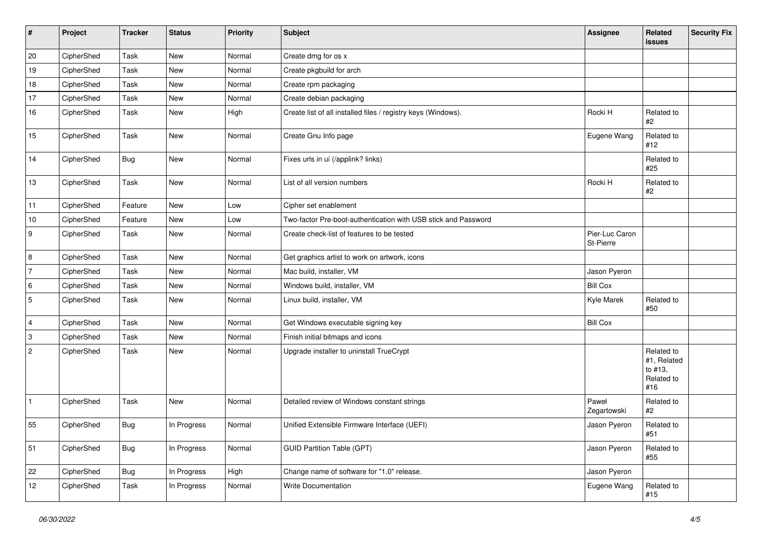| # | Project | Tracker | Status | Priority | Subject | Assignee | Related issues | Security Fix |
|---|---|---|---|---|---|---|---|---|
| 20 | CipherShed | Task | New | Normal | Create dmg for os x | | | |
| 19 | CipherShed | Task | New | Normal | Create pkgbuild for arch | | | |
| 18 | CipherShed | Task | New | Normal | Create rpm packaging | | | |
| 17 | CipherShed | Task | New | Normal | Create debian packaging | | | |
| 16 | CipherShed | Task | New | High | Create list of all installed files / registry keys (Windows). | Rocki H | Related to #2 | |
| 15 | CipherShed | Task | New | Normal | Create Gnu Info page | Eugene Wang | Related to #12 | |
| 14 | CipherShed | Bug | New | Normal | Fixes urls in ui (/applink? links) | | Related to #25 | |
| 13 | CipherShed | Task | New | Normal | List of all version numbers | Rocki H | Related to #2 | |
| 11 | CipherShed | Feature | New | Low | Cipher set enablement | | | |
| 10 | CipherShed | Feature | New | Low | Two-factor Pre-boot-authentication with USB stick and Password | | | |
| 9 | CipherShed | Task | New | Normal | Create check-list of features to be tested | Pier-Luc Caron St-Pierre | | |
| 8 | CipherShed | Task | New | Normal | Get graphics artist to work on artwork, icons | | | |
| 7 | CipherShed | Task | New | Normal | Mac build, installer, VM | Jason Pyeron | | |
| 6 | CipherShed | Task | New | Normal | Windows build, installer, VM | Bill Cox | | |
| 5 | CipherShed | Task | New | Normal | Linux build, installer, VM | Kyle Marek | Related to #50 | |
| 4 | CipherShed | Task | New | Normal | Get Windows executable signing key | Bill Cox | | |
| 3 | CipherShed | Task | New | Normal | Finish initial bitmaps and icons | | | |
| 2 | CipherShed | Task | New | Normal | Upgrade installer to uninstall TrueCrypt | | Related to #1, Related to #13, Related to #16 | |
| 1 | CipherShed | Task | New | Normal | Detailed review of Windows constant strings | Paweł Zegartowski | Related to #2 | |
| 55 | CipherShed | Bug | In Progress | Normal | Unified Extensible Firmware Interface (UEFI) | Jason Pyeron | Related to #51 | |
| 51 | CipherShed | Bug | In Progress | Normal | GUID Partition Table (GPT) | Jason Pyeron | Related to #55 | |
| 22 | CipherShed | Bug | In Progress | High | Change name of software for "1.0" release. | Jason Pyeron | | |
| 12 | CipherShed | Task | In Progress | Normal | Write Documentation | Eugene Wang | Related to #15 | |

*06/30/2022*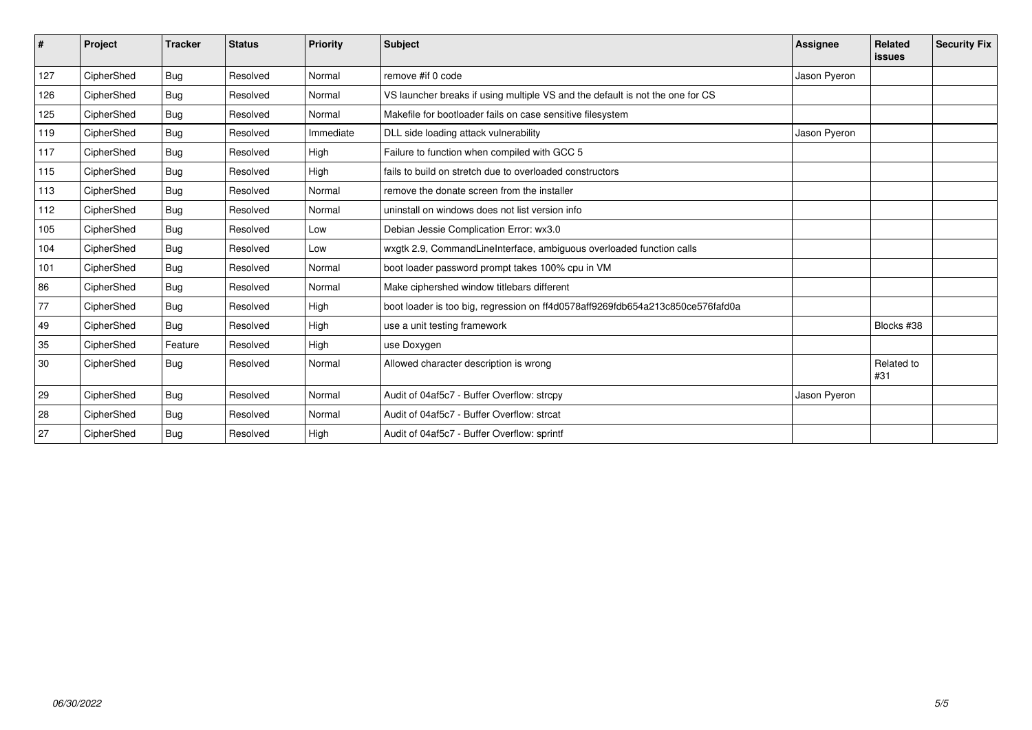| # | Project | Tracker | Status | Priority | Subject | Assignee | Related issues | Security Fix |
|---|---|---|---|---|---|---|---|---|
| 127 | CipherShed | Bug | Resolved | Normal | remove #if 0 code | Jason Pyeron | | |
| 126 | CipherShed | Bug | Resolved | Normal | VS launcher breaks if using multiple VS and the default is not the one for CS | | | |
| 125 | CipherShed | Bug | Resolved | Normal | Makefile for bootloader fails on case sensitive filesystem | | | |
| 119 | CipherShed | Bug | Resolved | Immediate | DLL side loading attack vulnerability | Jason Pyeron | | |
| 117 | CipherShed | Bug | Resolved | High | Failure to function when compiled with GCC 5 | | | |
| 115 | CipherShed | Bug | Resolved | High | fails to build on stretch due to overloaded constructors | | | |
| 113 | CipherShed | Bug | Resolved | Normal | remove the donate screen from the installer | | | |
| 112 | CipherShed | Bug | Resolved | Normal | uninstall on windows does not list version info | | | |
| 105 | CipherShed | Bug | Resolved | Low | Debian Jessie Complication Error: wx3.0 | | | |
| 104 | CipherShed | Bug | Resolved | Low | wxgtk 2.9, CommandLineInterface, ambiguous overloaded function calls | | | |
| 101 | CipherShed | Bug | Resolved | Normal | boot loader password prompt takes 100% cpu in VM | | | |
| 86 | CipherShed | Bug | Resolved | Normal | Make ciphershed window titlebars different | | | |
| 77 | CipherShed | Bug | Resolved | High | boot loader is too big, regression on ff4d0578aff9269fdb654a213c850ce576fafd0a | | | |
| 49 | CipherShed | Bug | Resolved | High | use a unit testing framework | | Blocks #38 | |
| 35 | CipherShed | Feature | Resolved | High | use Doxygen | | | |
| 30 | CipherShed | Bug | Resolved | Normal | Allowed character description is wrong | | Related to #31 | |
| 29 | CipherShed | Bug | Resolved | Normal | Audit of 04af5c7 - Buffer Overflow: strcpy | Jason Pyeron | | |
| 28 | CipherShed | Bug | Resolved | Normal | Audit of 04af5c7 - Buffer Overflow: strcat | | | |
| 27 | CipherShed | Bug | Resolved | High | Audit of 04af5c7 - Buffer Overflow: sprintf | | | |

*06/30/2022*